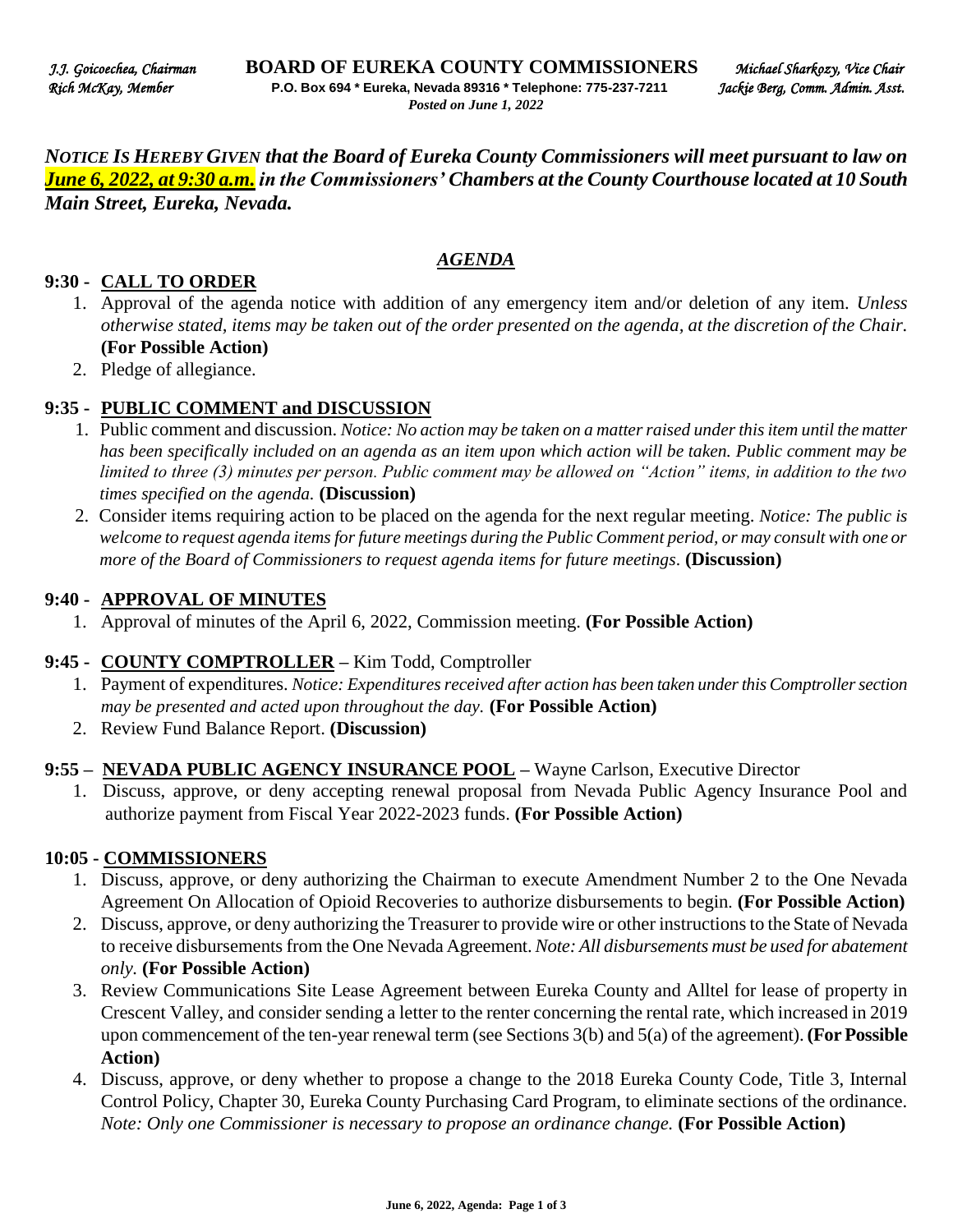*J.J. Goicoechea, Chairman* **BOARD OF EUREKA COUNTY COMMISSIONERS** *Michael Sharkozy, Vice Chair*
*Rich McKay, Member* **P.O. Box 694 * Eureka, Nevada 89316 * Telephone: 775-237-7211** *Jackie Berg, Comm. Admin. Asst.*
*Posted on June 1, 2022*

***NOTICE IS HEREBY GIVEN that the Board of Eureka County Commissioners will meet pursuant to law on June 6, 2022, at 9:30 a.m. in the Commissioners' Chambers at the County Courthouse located at 10 South Main Street, Eureka, Nevada.***

## *AGENDA*

### 9:30 - CALL TO ORDER

1. Approval of the agenda notice with addition of any emergency item and/or deletion of any item. *Unless otherwise stated, items may be taken out of the order presented on the agenda, at the discretion of the Chair.* **(For Possible Action)**
2. Pledge of allegiance.

### 9:35 - PUBLIC COMMENT and DISCUSSION

1. Public comment and discussion. *Notice: No action may be taken on a matter raised under this item until the matter has been specifically included on an agenda as an item upon which action will be taken. Public comment may be limited to three (3) minutes per person. Public comment may be allowed on "Action" items, in addition to the two times specified on the agenda.* **(Discussion)**
2. Consider items requiring action to be placed on the agenda for the next regular meeting. *Notice: The public is welcome to request agenda items for future meetings during the Public Comment period, or may consult with one or more of the Board of Commissioners to request agenda items for future meetings.* **(Discussion)**

### 9:40 - APPROVAL OF MINUTES

1. Approval of minutes of the April 6, 2022, Commission meeting. **(For Possible Action)**

### 9:45 - COUNTY COMPTROLLER – Kim Todd, Comptroller

1. Payment of expenditures. *Notice: Expenditures received after action has been taken under this Comptroller section may be presented and acted upon throughout the day.* **(For Possible Action)**
2. Review Fund Balance Report. **(Discussion)**

### 9:55 – NEVADA PUBLIC AGENCY INSURANCE POOL – Wayne Carlson, Executive Director

1. Discuss, approve, or deny accepting renewal proposal from Nevada Public Agency Insurance Pool and authorize payment from Fiscal Year 2022-2023 funds. **(For Possible Action)**

### 10:05 - COMMISSIONERS

1. Discuss, approve, or deny authorizing the Chairman to execute Amendment Number 2 to the One Nevada Agreement On Allocation of Opioid Recoveries to authorize disbursements to begin. **(For Possible Action)**
2. Discuss, approve, or deny authorizing the Treasurer to provide wire or other instructions to the State of Nevada to receive disbursements from the One Nevada Agreement. *Note: All disbursements must be used for abatement only.* **(For Possible Action)**
3. Review Communications Site Lease Agreement between Eureka County and Alltel for lease of property in Crescent Valley, and consider sending a letter to the renter concerning the rental rate, which increased in 2019 upon commencement of the ten-year renewal term (see Sections 3(b) and 5(a) of the agreement). **(For Possible Action)**
4. Discuss, approve, or deny whether to propose a change to the 2018 Eureka County Code, Title 3, Internal Control Policy, Chapter 30, Eureka County Purchasing Card Program, to eliminate sections of the ordinance. *Note: Only one Commissioner is necessary to propose an ordinance change.* **(For Possible Action)**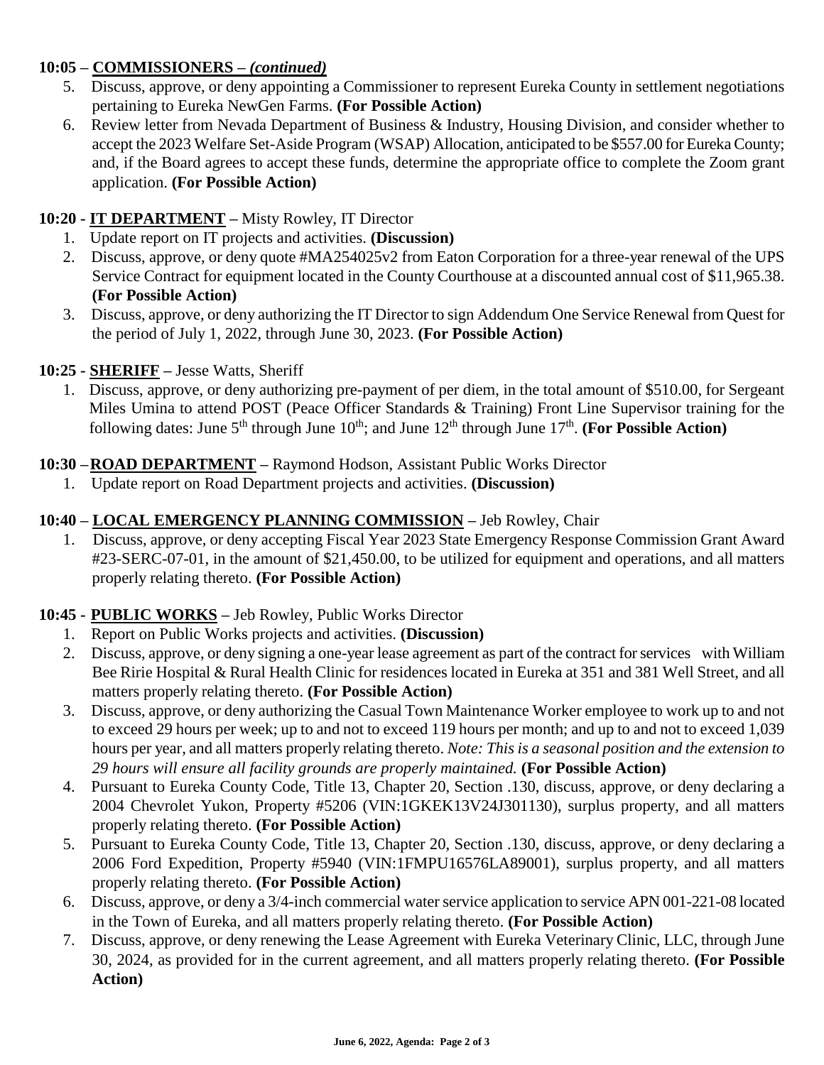### 10:05 – **COMMISSIONERS –** ***(continued)***

5. Discuss, approve, or deny appointing a Commissioner to represent Eureka County in settlement negotiations pertaining to Eureka NewGen Farms. **(For Possible Action)**
6. Review letter from Nevada Department of Business & Industry, Housing Division, and consider whether to accept the 2023 Welfare Set-Aside Program (WSAP) Allocation, anticipated to be $557.00 for Eureka County; and, if the Board agrees to accept these funds, determine the appropriate office to complete the Zoom grant application. **(For Possible Action)**

### 10:20 - **IT DEPARTMENT** – Misty Rowley, IT Director

1. Update report on IT projects and activities. **(Discussion)**
2. Discuss, approve, or deny quote #MA254025v2 from Eaton Corporation for a three-year renewal of the UPS Service Contract for equipment located in the County Courthouse at a discounted annual cost of $11,965.38. **(For Possible Action)**
3. Discuss, approve, or deny authorizing the IT Director to sign Addendum One Service Renewal from Quest for the period of July 1, 2022, through June 30, 2023. **(For Possible Action)**

### 10:25 - **SHERIFF** – Jesse Watts, Sheriff

1. Discuss, approve, or deny authorizing pre-payment of per diem, in the total amount of $510.00, for Sergeant Miles Umina to attend POST (Peace Officer Standards & Training) Front Line Supervisor training for the following dates: June 5th through June 10th; and June 12th through June 17th. **(For Possible Action)**

### 10:30 – **ROAD DEPARTMENT** – Raymond Hodson, Assistant Public Works Director

1. Update report on Road Department projects and activities. **(Discussion)**

### 10:40 – **LOCAL EMERGENCY PLANNING COMMISSION** – Jeb Rowley, Chair

1. Discuss, approve, or deny accepting Fiscal Year 2023 State Emergency Response Commission Grant Award #23-SERC-07-01, in the amount of $21,450.00, to be utilized for equipment and operations, and all matters properly relating thereto. **(For Possible Action)**

### 10:45 - **PUBLIC WORKS** – Jeb Rowley, Public Works Director

1. Report on Public Works projects and activities. **(Discussion)**
2. Discuss, approve, or deny signing a one-year lease agreement as part of the contract for services with William Bee Ririe Hospital & Rural Health Clinic for residences located in Eureka at 351 and 381 Well Street, and all matters properly relating thereto. **(For Possible Action)**
3. Discuss, approve, or deny authorizing the Casual Town Maintenance Worker employee to work up to and not to exceed 29 hours per week; up to and not to exceed 119 hours per month; and up to and not to exceed 1,039 hours per year, and all matters properly relating thereto. *Note: This is a seasonal position and the extension to 29 hours will ensure all facility grounds are properly maintained.* **(For Possible Action)**
4. Pursuant to Eureka County Code, Title 13, Chapter 20, Section .130, discuss, approve, or deny declaring a 2004 Chevrolet Yukon, Property #5206 (VIN:1GKEK13V24J301130), surplus property, and all matters properly relating thereto. **(For Possible Action)**
5. Pursuant to Eureka County Code, Title 13, Chapter 20, Section .130, discuss, approve, or deny declaring a 2006 Ford Expedition, Property #5940 (VIN:1FMPU16576LA89001), surplus property, and all matters properly relating thereto. **(For Possible Action)**
6. Discuss, approve, or deny a 3/4-inch commercial water service application to service APN 001-221-08 located in the Town of Eureka, and all matters properly relating thereto. **(For Possible Action)**
7. Discuss, approve, or deny renewing the Lease Agreement with Eureka Veterinary Clinic, LLC, through June 30, 2024, as provided for in the current agreement, and all matters properly relating thereto. **(For Possible Action)**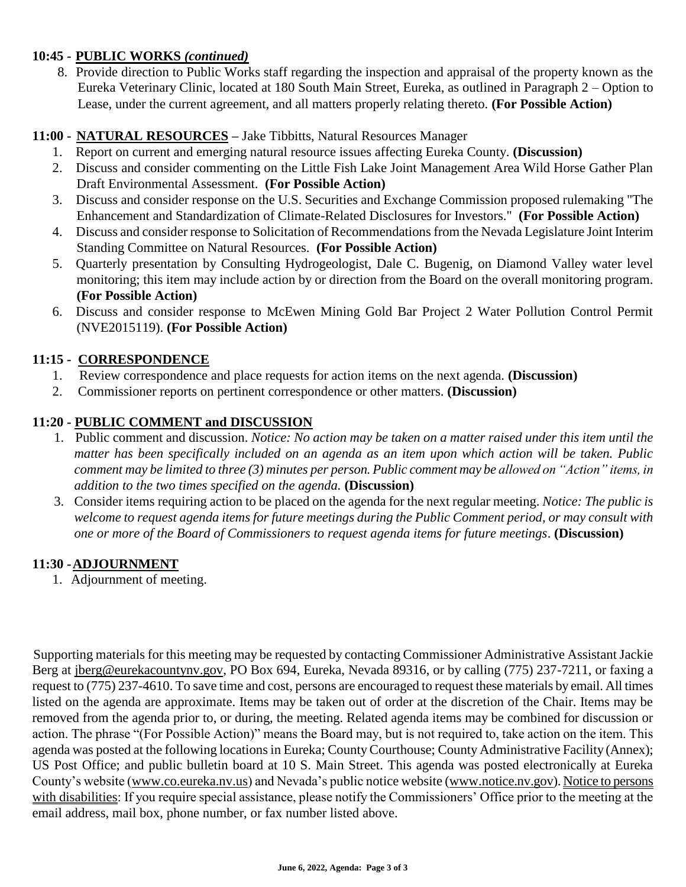### 10:45 - PUBLIC WORKS *(continued)*

8. Provide direction to Public Works staff regarding the inspection and appraisal of the property known as the Eureka Veterinary Clinic, located at 180 South Main Street, Eureka, as outlined in Paragraph 2 – Option to Lease, under the current agreement, and all matters properly relating thereto. **(For Possible Action)**

### 11:00 - NATURAL RESOURCES – Jake Tibbitts, Natural Resources Manager

1. Report on current and emerging natural resource issues affecting Eureka County. **(Discussion)**
2. Discuss and consider commenting on the Little Fish Lake Joint Management Area Wild Horse Gather Plan Draft Environmental Assessment. **(For Possible Action)**
3. Discuss and consider response on the U.S. Securities and Exchange Commission proposed rulemaking "The Enhancement and Standardization of Climate-Related Disclosures for Investors." **(For Possible Action)**
4. Discuss and consider response to Solicitation of Recommendations from the Nevada Legislature Joint Interim Standing Committee on Natural Resources. **(For Possible Action)**
5. Quarterly presentation by Consulting Hydrogeologist, Dale C. Bugenig, on Diamond Valley water level monitoring; this item may include action by or direction from the Board on the overall monitoring program. **(For Possible Action)**
6. Discuss and consider response to McEwen Mining Gold Bar Project 2 Water Pollution Control Permit (NVE2015119). **(For Possible Action)**

### 11:15 - CORRESPONDENCE

1. Review correspondence and place requests for action items on the next agenda. **(Discussion)**
2. Commissioner reports on pertinent correspondence or other matters. **(Discussion)**

### 11:20 - PUBLIC COMMENT and DISCUSSION

1. Public comment and discussion. *Notice: No action may be taken on a matter raised under this item until the matter has been specifically included on an agenda as an item upon which action will be taken. Public comment may be limited to three (3) minutes per person. Public comment may be allowed on "Action" items, in addition to the two times specified on the agenda.* **(Discussion)**
3. Consider items requiring action to be placed on the agenda for the next regular meeting. *Notice: The public is welcome to request agenda items for future meetings during the Public Comment period, or may consult with one or more of the Board of Commissioners to request agenda items for future meetings*. **(Discussion)**

### 11:30 - ADJOURNMENT

1. Adjournment of meeting.

Supporting materials for this meeting may be requested by contacting Commissioner Administrative Assistant Jackie Berg at jberg@eurekacountynv.gov, PO Box 694, Eureka, Nevada 89316, or by calling (775) 237-7211, or faxing a request to (775) 237-4610. To save time and cost, persons are encouraged to request these materials by email. All times listed on the agenda are approximate. Items may be taken out of order at the discretion of the Chair. Items may be removed from the agenda prior to, or during, the meeting. Related agenda items may be combined for discussion or action. The phrase "(For Possible Action)" means the Board may, but is not required to, take action on the item. This agenda was posted at the following locations in Eureka; County Courthouse; County Administrative Facility (Annex); US Post Office; and public bulletin board at 10 S. Main Street. This agenda was posted electronically at Eureka County's website (www.co.eureka.nv.us) and Nevada's public notice website (www.notice.nv.gov). Notice to persons with disabilities: If you require special assistance, please notify the Commissioners' Office prior to the meeting at the email address, mail box, phone number, or fax number listed above.